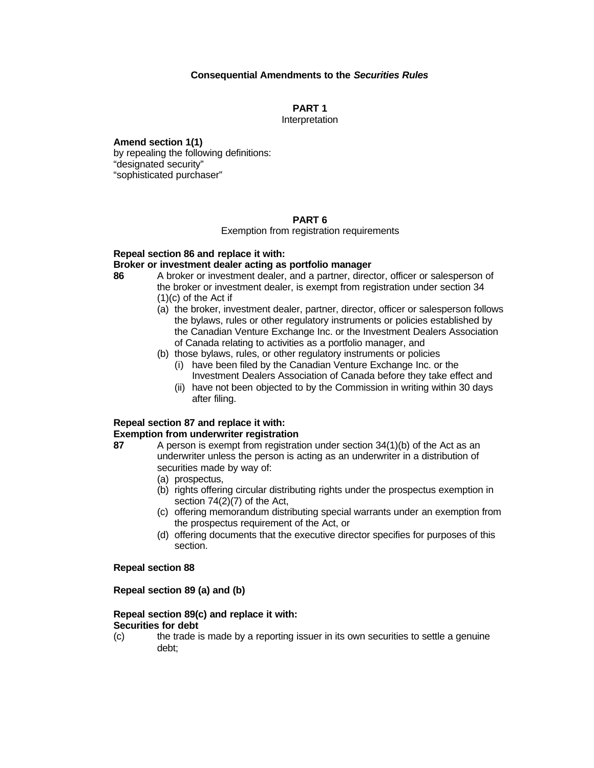# Consequential Amendments to the *Securities Rules*

## PART 1
Interpretation

**Amend section 1(1)**
by repealing the following definitions:
"designated security"
"sophisticated purchaser"

## PART 6
Exemption from registration requirements

**Repeal section 86 and replace it with:**
**Broker or investment dealer acting as portfolio manager**

**86** A broker or investment dealer, and a partner, director, officer or salesperson of the broker or investment dealer, is exempt from registration under section 34 (1)(c) of the Act if

- (a) the broker, investment dealer, partner, director, officer or salesperson follows the bylaws, rules or other regulatory instruments or policies established by the Canadian Venture Exchange Inc. or the Investment Dealers Association of Canada relating to activities as a portfolio manager, and
- (b) those bylaws, rules, or other regulatory instruments or policies
  - (i) have been filed by the Canadian Venture Exchange Inc. or the Investment Dealers Association of Canada before they take effect and
  - (ii) have not been objected to by the Commission in writing within 30 days after filing.

**Repeal section 87 and replace it with:**
**Exemption from underwriter registration**

**87** A person is exempt from registration under section 34(1)(b) of the Act as an underwriter unless the person is acting as an underwriter in a distribution of securities made by way of:

- (a) prospectus,
- (b) rights offering circular distributing rights under the prospectus exemption in section 74(2)(7) of the Act,
- (c) offering memorandum distributing special warrants under an exemption from the prospectus requirement of the Act, or
- (d) offering documents that the executive director specifies for purposes of this section.

**Repeal section 88**

**Repeal section 89 (a) and (b)**

**Repeal section 89(c) and replace it with:**
**Securities for debt**

(c) the trade is made by a reporting issuer in its own securities to settle a genuine debt;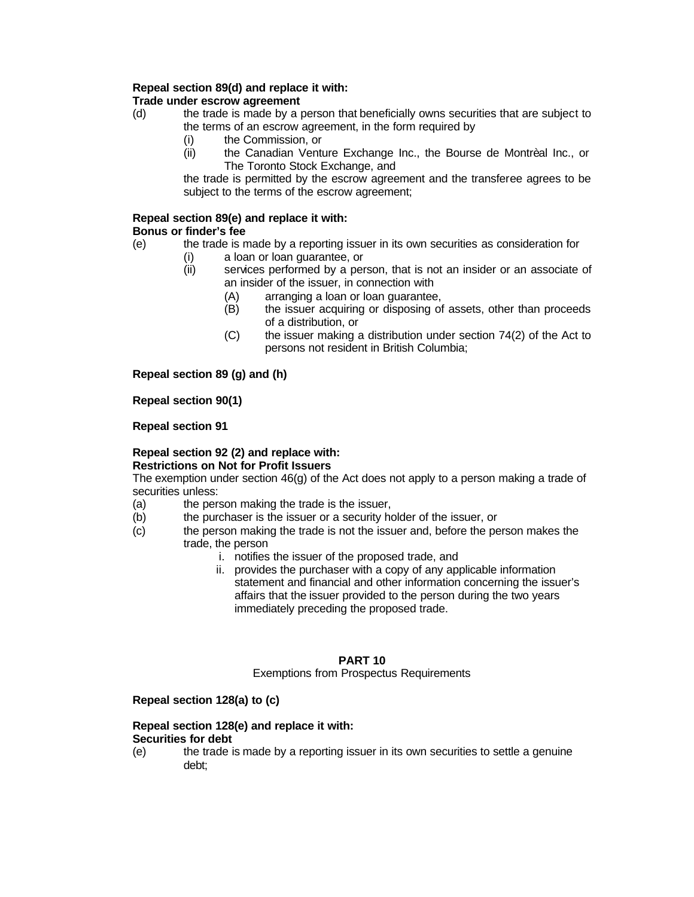**Repeal section 89(d) and replace it with:**
**Trade under escrow agreement**

(d) the trade is made by a person that beneficially owns securities that are subject to the terms of an escrow agreement, in the form required by
  (i) the Commission, or
  (ii) the Canadian Venture Exchange Inc., the Bourse de Montrèal Inc., or The Toronto Stock Exchange, and

  the trade is permitted by the escrow agreement and the transferee agrees to be subject to the terms of the escrow agreement;

**Repeal section 89(e) and replace it with:**
**Bonus or finder's fee**

(e) the trade is made by a reporting issuer in its own securities as consideration for
  (i) a loan or loan guarantee, or
  (ii) services performed by a person, that is not an insider or an associate of an insider of the issuer, in connection with
    (A) arranging a loan or loan guarantee,
    (B) the issuer acquiring or disposing of assets, other than proceeds of a distribution, or
    (C) the issuer making a distribution under section 74(2) of the Act to persons not resident in British Columbia;

**Repeal section 89 (g) and (h)**

**Repeal section 90(1)**

**Repeal section 91**

**Repeal section 92 (2) and replace with:**
**Restrictions on Not for Profit Issuers**

The exemption under section 46(g) of the Act does not apply to a person making a trade of securities unless:

(a) the person making the trade is the issuer,
(b) the purchaser is the issuer or a security holder of the issuer, or
(c) the person making the trade is not the issuer and, before the person makes the trade, the person
  i. notifies the issuer of the proposed trade, and
  ii. provides the purchaser with a copy of any applicable information statement and financial and other information concerning the issuer's affairs that the issuer provided to the person during the two years immediately preceding the proposed trade.

## PART 10

Exemptions from Prospectus Requirements

**Repeal section 128(a) to (c)**

**Repeal section 128(e) and replace it with:**
**Securities for debt**

(e) the trade is made by a reporting issuer in its own securities to settle a genuine debt;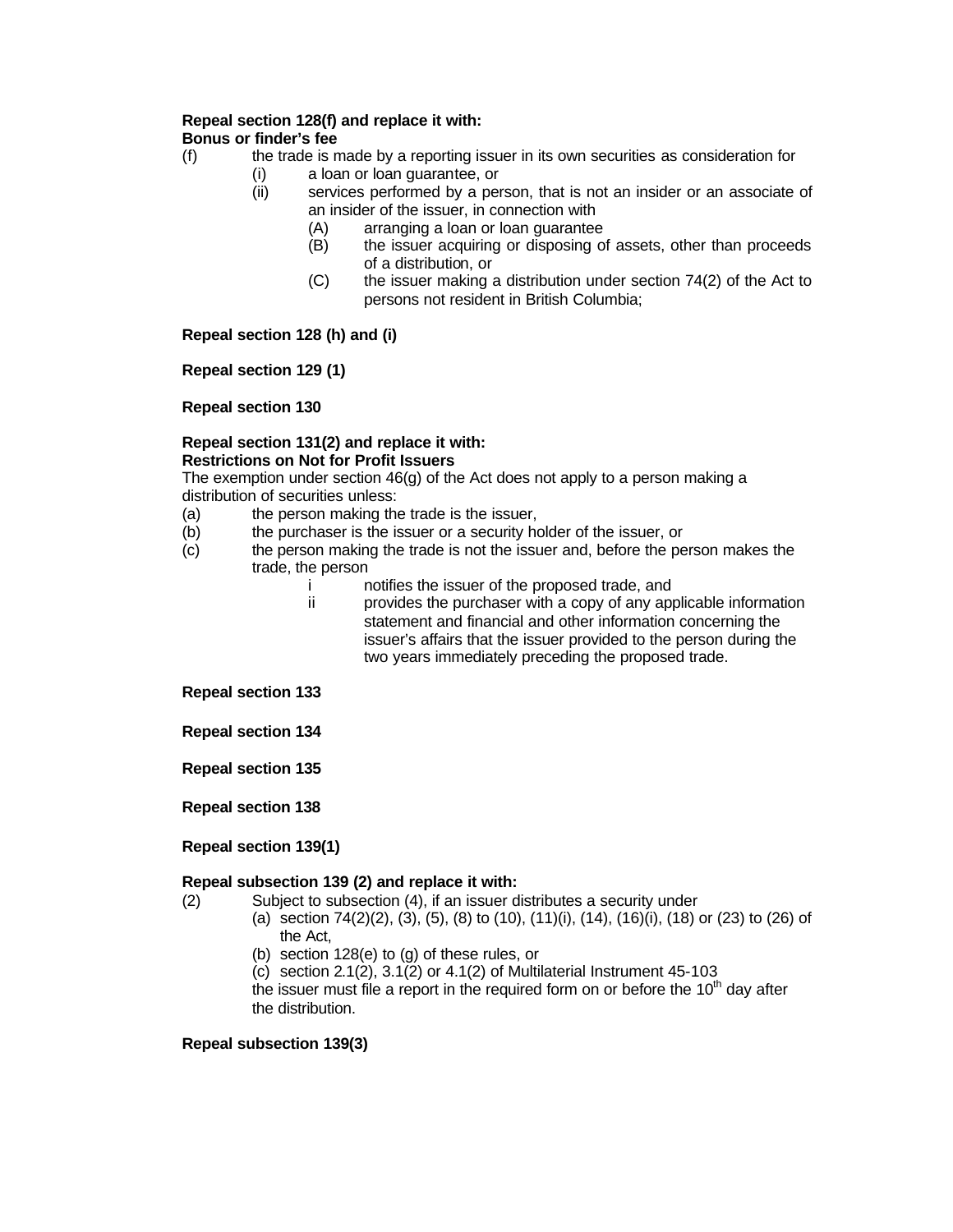**Repeal section 128(f) and replace it with:**
**Bonus or finder's fee**

(f) the trade is made by a reporting issuer in its own securities as consideration for
  - (i) a loan or loan guarantee, or
  - (ii) services performed by a person, that is not an insider or an associate of an insider of the issuer, in connection with
    - (A) arranging a loan or loan guarantee
    - (B) the issuer acquiring or disposing of assets, other than proceeds of a distribution, or
    - (C) the issuer making a distribution under section 74(2) of the Act to persons not resident in British Columbia;

**Repeal section 128 (h) and (i)**

**Repeal section 129 (1)**

**Repeal section 130**

**Repeal section 131(2) and replace it with:**
**Restrictions on Not for Profit Issuers**

The exemption under section 46(g) of the Act does not apply to a person making a distribution of securities unless:

(a) the person making the trade is the issuer,

(b) the purchaser is the issuer or a security holder of the issuer, or

(c) the person making the trade is not the issuer and, before the person makes the trade, the person
  - i notifies the issuer of the proposed trade, and
  - ii provides the purchaser with a copy of any applicable information statement and financial and other information concerning the issuer's affairs that the issuer provided to the person during the two years immediately preceding the proposed trade.

**Repeal section 133**

**Repeal section 134**

**Repeal section 135**

**Repeal section 138**

**Repeal section 139(1)**

**Repeal subsection 139 (2) and replace it with:**

(2) Subject to subsection (4), if an issuer distributes a security under
  - (a) section 74(2)(2), (3), (5), (8) to (10), (11)(i), (14), (16)(i), (18) or (23) to (26) of the Act,
  - (b) section 128(e) to (g) of these rules, or
  - (c) section 2.1(2), 3.1(2) or 4.1(2) of Multilaterial Instrument 45-103

  the issuer must file a report in the required form on or before the 10th day after the distribution.

**Repeal subsection 139(3)**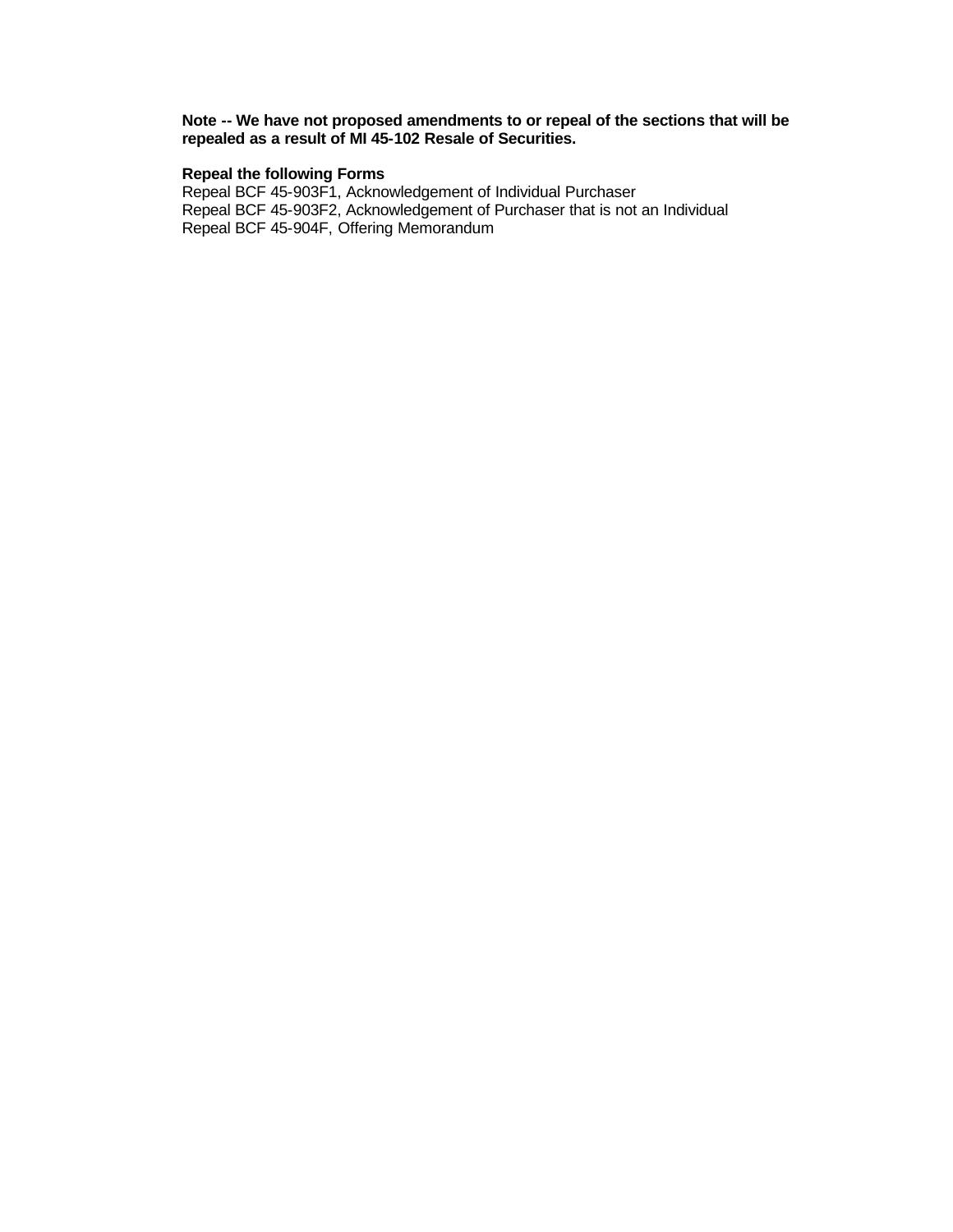**Note -- We have not proposed amendments to or repeal of the sections that will be repealed as a result of MI 45-102 Resale of Securities.**

**Repeal the following Forms**

Repeal BCF 45-903F1, Acknowledgement of Individual Purchaser
Repeal BCF 45-903F2, Acknowledgement of Purchaser that is not an Individual
Repeal BCF 45-904F, Offering Memorandum